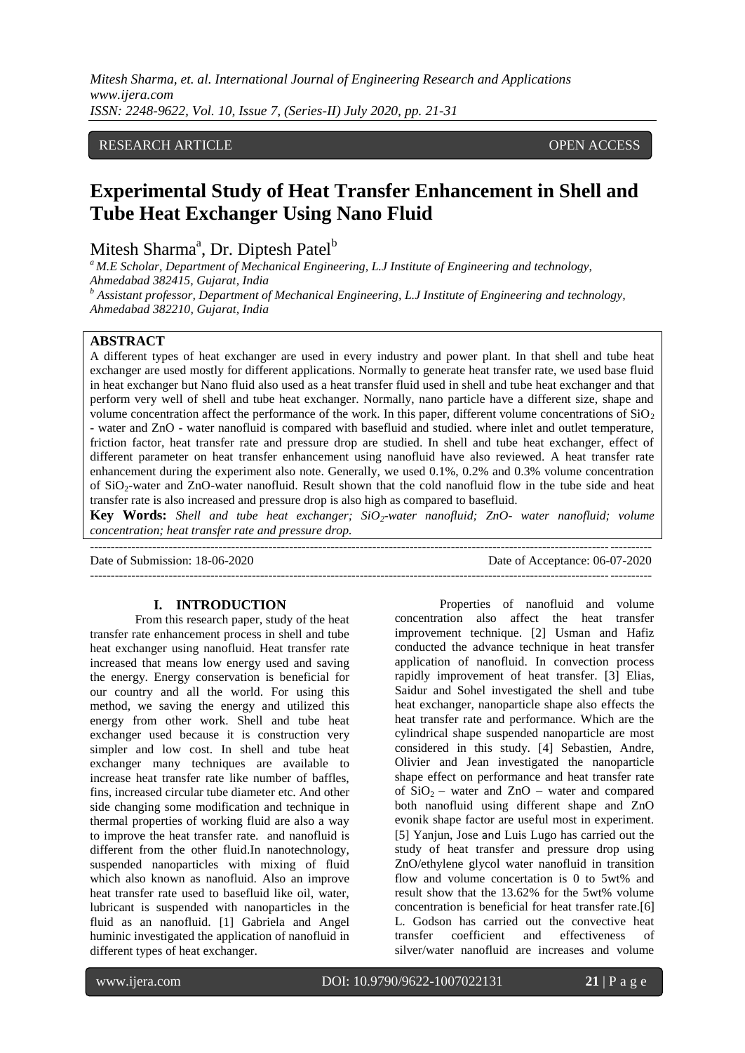RESEARCH ARTICLE OPEN ACCESS

# Experimental Study of Heat Transfer Enhancement in Shell and Tube Heat Exchanger Using Nano Fluid

Mitesh Sharma[a], Dr. Diptesh Patel[b]

[a] *M.E Scholar, Department of Mechanical Engineering, L.J Institute of Engineering and technology, Ahmedabad 382415, Gujarat, India*

[b] *Assistant professor, Department of Mechanical Engineering, L.J Institute of Engineering and technology, Ahmedabad 382210, Gujarat, India*

## ABSTRACT

A different types of heat exchanger are used in every industry and power plant. In that shell and tube heat exchanger are used mostly for different applications. Normally to generate heat transfer rate, we used base fluid in heat exchanger but Nano fluid also used as a heat transfer fluid used in shell and tube heat exchanger and that perform very well of shell and tube heat exchanger. Normally, nano particle have a different size, shape and volume concentration affect the performance of the work. In this paper, different volume concentrations of $SiO_2$ - water and ZnO - water nanofluid is compared with basefluid and studied. where inlet and outlet temperature, friction factor, heat transfer rate and pressure drop are studied. In shell and tube heat exchanger, effect of different parameter on heat transfer enhancement using nanofluid have also reviewed. A heat transfer rate enhancement during the experiment also note. Generally, we used 0.1%, 0.2% and 0.3% volume concentration of $SiO_2$-water and ZnO-water nanofluid. Result shown that the cold nanofluid flow in the tube side and heat transfer rate is also increased and pressure drop is also high as compared to basefluid.

**Key Words:** *Shell and tube heat exchanger; $SiO_2$-water nanofluid; ZnO- water nanofluid; volume concentration; heat transfer rate and pressure drop.*

Date of Submission: 18-06-2020 Date of Acceptance: 06-07-2020

## I. INTRODUCTION

From this research paper, study of the heat transfer rate enhancement process in shell and tube heat exchanger using nanofluid. Heat transfer rate increased that means low energy used and saving the energy. Energy conservation is beneficial for our country and all the world. For using this method, we saving the energy and utilized this energy from other work. Shell and tube heat exchanger used because it is construction very simpler and low cost. In shell and tube heat exchanger many techniques are available to increase heat transfer rate like number of baffles, fins, increased circular tube diameter etc. And other side changing some modification and technique in thermal properties of working fluid are also a way to improve the heat transfer rate. and nanofluid is different from the other fluid.In nanotechnology, suspended nanoparticles with mixing of fluid which also known as nanofluid. Also an improve heat transfer rate used to basefluid like oil, water, lubricant is suspended with nanoparticles in the fluid as an nanofluid. [1] Gabriela and Angel huminic investigated the application of nanofluid in different types of heat exchanger.

Properties of nanofluid and volume concentration also affect the heat transfer improvement technique. [2] Usman and Hafiz conducted the advance technique in heat transfer application of nanofluid. In convection process rapidly improvement of heat transfer. [3] Elias, Saidur and Sohel investigated the shell and tube heat exchanger, nanoparticle shape also effects the heat transfer rate and performance. Which are the cylindrical shape suspended nanoparticle are most considered in this study. [4] Sebastien, Andre, Olivier and Jean investigated the nanoparticle shape effect on performance and heat transfer rate of $SiO_2$ – water and ZnO – water and compared both nanofluid using different shape and ZnO evonik shape factor are useful most in experiment. [5] Yanjun, Jose and Luis Lugo has carried out the study of heat transfer and pressure drop using ZnO/ethylene glycol water nanofluid in transition flow and volume concertation is 0 to 5wt% and result show that the 13.62% for the 5wt% volume concentration is beneficial for heat transfer rate.[6] L. Godson has carried out the convective heat transfer coefficient and effectiveness of silver/water nanofluid are increases and volume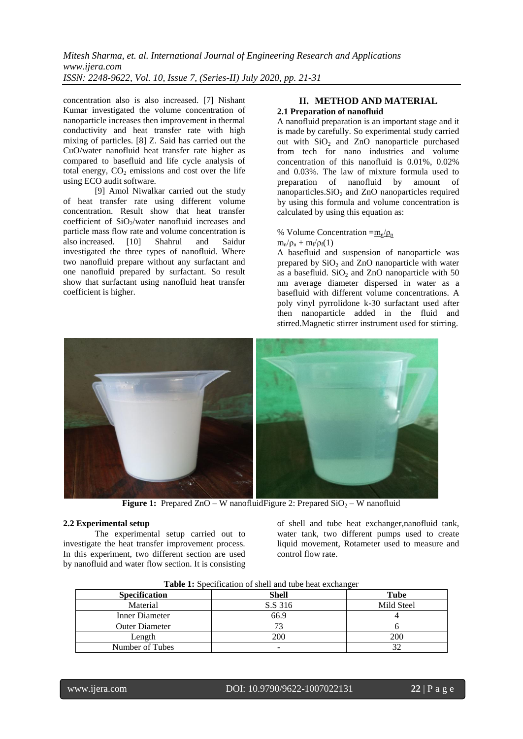concentration also is also increased. [7] Nishant Kumar investigated the volume concentration of nanoparticle increases then improvement in thermal conductivity and heat transfer rate with high mixing of particles. [8] Z. Said has carried out the CuO/water nanofluid heat transfer rate higher as compared to basefluid and life cycle analysis of total energy, $CO_2$ emissions and cost over the life using ECO audit software.

[9] Amol Niwalkar carried out the study of heat transfer rate using different volume concentration. Result show that heat transfer coefficient of $SiO_2$/water nanofluid increases and particle mass flow rate and volume concentration is also increased. [10] Shahrul and Saidur investigated the three types of nanofluid. Where two nanofluid prepare without any surfactant and one nanofluid prepared by surfactant. So result show that surfactant using nanofluid heat transfer coefficient is higher.

## II. METHOD AND MATERIAL

### 2.1 Preparation of nanofluid

A nanofluid preparation is an important stage and it is made by carefully. So experimental study carried out with $SiO_2$ and ZnO nanoparticle purchased from tech for nano industries and volume concentration of this nanofluid is 0.01%, 0.02% and 0.03%. The law of mixture formula used to preparation of nanofluid by amount of nanoparticles.$SiO_2$ and ZnO nanoparticles required by using this formula and volume concentration is calculated by using this equation as:

$$\% \text{ Volume Concentration} = \frac{m_n/\rho_n}{m_n/\rho_n + m_f/\rho_f} \quad (1)$$

A basefluid and suspension of nanoparticle was prepared by $SiO_2$ and ZnO nanoparticle with water as a basefluid. $SiO_2$ and ZnO nanoparticle with 50 nm average diameter dispersed in water as a basefluid with different volume concentrations. A poly vinyl pyrrolidone k-30 surfactant used after then nanoparticle added in the fluid and stirred.Magnetic stirrer instrument used for stirring.

**Figure 1:** Prepared ZnO – W nanofluidFigure 2: Prepared $SiO_2$ – W nanofluid

### 2.2 Experimental setup

The experimental setup carried out to investigate the heat transfer improvement process. In this experiment, two different section are used by nanofluid and water flow section. It is consisting of shell and tube heat exchanger,nanofluid tank, water tank, two different pumps used to create liquid movement, Rotameter used to measure and control flow rate.

**Table 1:** Specification of shell and tube heat exchanger

| Specification | Shell | Tube |
|---|---|---|
| Material | S.S 316 | Mild Steel |
| Inner Diameter | 66.9 | 4 |
| Outer Diameter | 73 | 6 |
| Length | 200 | 200 |
| Number of Tubes | - | 32 |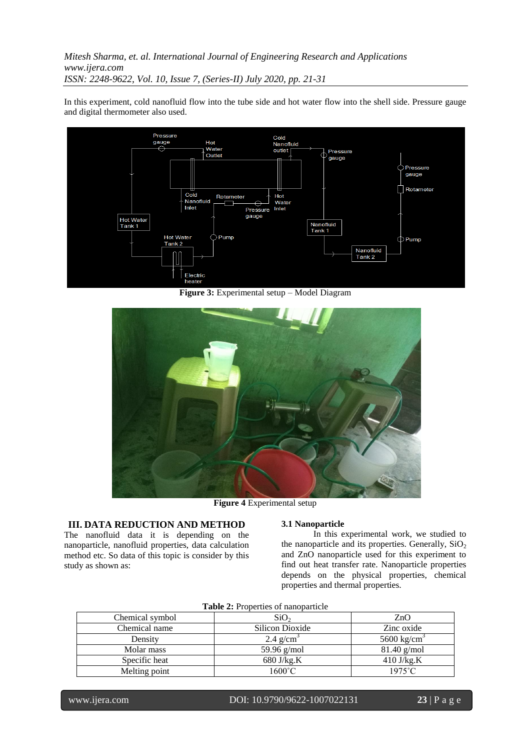In this experiment, cold nanofluid flow into the tube side and hot water flow into the shell side. Pressure gauge and digital thermometer also used.

**Figure 3:** Experimental setup – Model Diagram

**Figure 4** Experimental setup

## III. DATA REDUCTION AND METHOD

The nanofluid data it is depending on the nanoparticle, nanofluid properties, data calculation method etc. So data of this topic is consider by this study as shown as:

### 3.1 Nanoparticle

In this experimental work, we studied to the nanoparticle and its properties. Generally, $SiO_2$ and ZnO nanoparticle used for this experiment to find out heat transfer rate. Nanoparticle properties depends on the physical properties, chemical properties and thermal properties.

**Table 2:** Properties of nanoparticle

| Chemical symbol | $SiO_2$ | ZnO |
|---|---|---|
| Chemical name | Silicon Dioxide | Zinc oxide |
| Density | 2.4 $g/cm^3$ | 5600 $kg/cm^3$ |
| Molar mass | 59.96 g/mol | 81.40 g/mol |
| Specific heat | 680 J/kg.K | 410 J/kg.K |
| Melting point | 1600˚C | 1975˚C |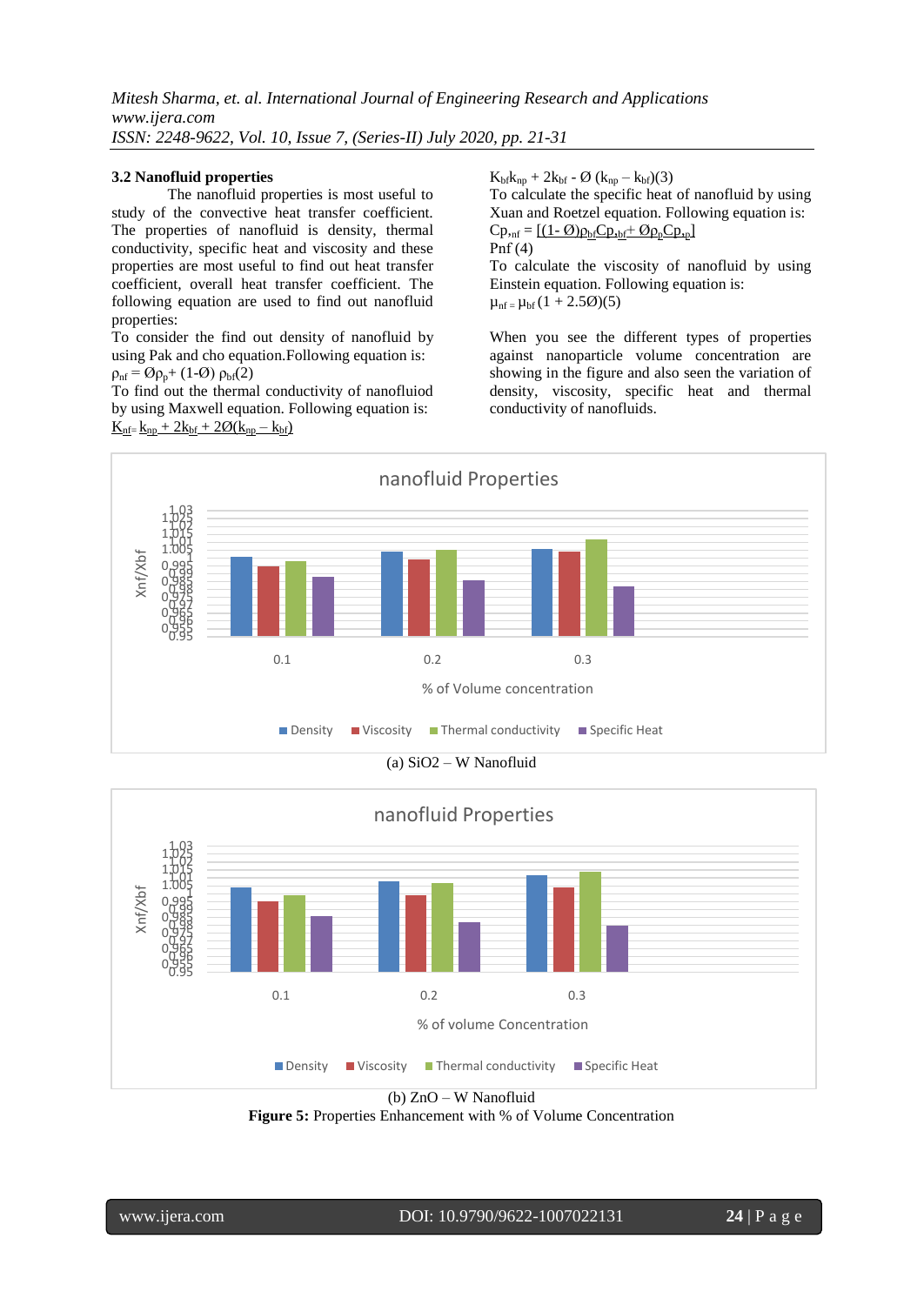### 3.2 Nanofluid properties

The nanofluid properties is most useful to study of the convective heat transfer coefficient. The properties of nanofluid is density, thermal conductivity, specific heat and viscosity and these properties are most useful to find out heat transfer coefficient, overall heat transfer coefficient. The following equation are used to find out nanofluid properties:

To consider the find out density of nanofluid by using Pak and cho equation.Following equation is:

$\rho_{nf} = Ø\rho_p + (1-Ø)\ \rho_{bf}$(2)

To find out the thermal conductivity of nanofluiod by using Maxwell equation. Following equation is:

$K_{nf} = \frac{k_{np} + 2k_{bf} + 2Ø(k_{np} - k_{bf})}{K_{bf}k_{np} + 2k_{bf} - Ø(k_{np} - k_{bf})}$(3)

To calculate the specific heat of nanofluid by using Xuan and Roetzel equation. Following equation is:

$Cp_{,nf} = \frac{[(1-Ø)\rho_{bf}Cp_{,bf} + Ø\rho_p Cp_{,p}]}{Pnf}$ (4)

To calculate the viscosity of nanofluid by using Einstein equation. Following equation is:

$\mu_{nf} = \mu_{bf}(1 + 2.5Ø)$(5)

When you see the different types of properties against nanoparticle volume concentration are showing in the figure and also seen the variation of density, viscosity, specific heat and thermal conductivity of nanofluids.

nanofluid Properties

Xnf/Xbf

1.03
1.025
1.02
1.015
1.01
1.005
1
0.995
0.99
0.985
0.98
0.975
0.97
0.965
0.96
0.955
0.95

0.1
0.2
0.3

% of Volume concentration

Density
Viscosity
Thermal conductivity
Specific Heat

(a) SiO2 – W Nanofluid

nanofluid Properties

Xnf/Xbf

1.03
1.025
1.02
1.015
1.01
1.005
1
0.995
0.99
0.985
0.98
0.975
0.97
0.965
0.96
0.955
0.95

0.1
0.2
0.3

% of volume Concentration

Density
Viscosity
Thermal conductivity
Specific Heat

(b) ZnO – W Nanofluid

**Figure 5:** Properties Enhancement with % of Volume Concentration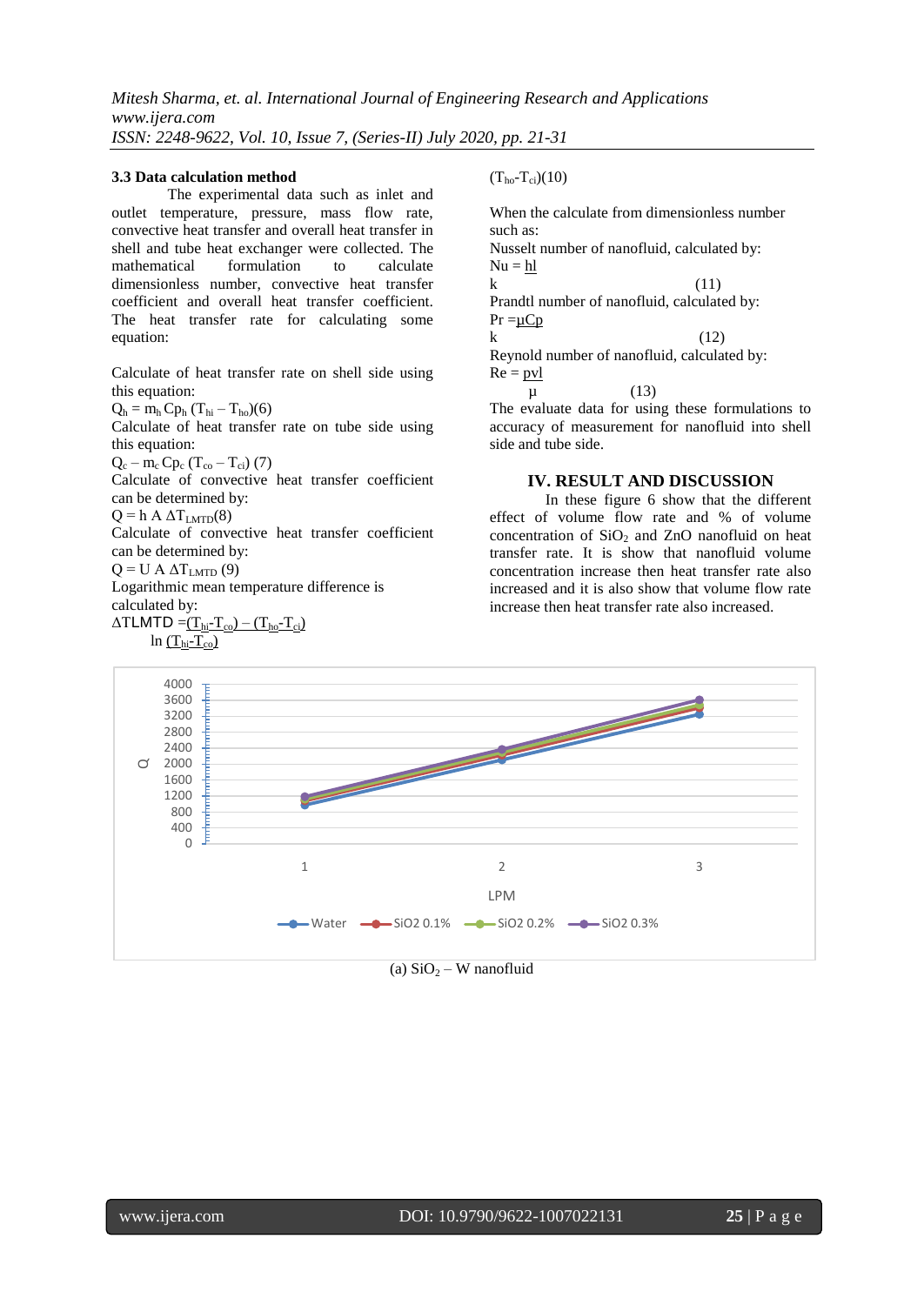### 3.3 Data calculation method

The experimental data such as inlet and outlet temperature, pressure, mass flow rate, convective heat transfer and overall heat transfer in shell and tube heat exchanger were collected. The mathematical formulation to calculate dimensionless number, convective heat transfer coefficient and overall heat transfer coefficient. The heat transfer rate for calculating some equation:

Calculate of heat transfer rate on shell side using this equation:

$Q_h = m_h Cp_h (T_{hi} - T_{ho})$(6)

Calculate of heat transfer rate on tube side using this equation:

$Q_c - m_c Cp_c (T_{co} - T_{ci})$ (7)

Calculate of convective heat transfer coefficient can be determined by:

$Q = h A \Delta T_{LMTD}$(8)

Calculate of convective heat transfer coefficient can be determined by:

$Q = U A \Delta T_{LMTD}$ (9)

Logarithmic mean temperature difference is calculated by:

$$\Delta TLMTD = \frac{(T_{hi}-T_{co}) - (T_{ho}-T_{ci})}{\ln \frac{(T_{hi}-T_{co})}{(T_{ho}-T_{ci})}} \quad (10)$$

When the calculate from dimensionless number such as:

Nusselt number of nanofluid, calculated by:

$$Nu = \frac{hl}{k} \quad (11)$$

Prandtl number of nanofluid, calculated by:

$$Pr = \frac{\mu Cp}{k} \quad (12)$$

Reynold number of nanofluid, calculated by:

$$Re = \frac{\rho vl}{\mu} \quad (13)$$

The evaluate data for using these formulations to accuracy of measurement for nanofluid into shell side and tube side.

## IV. RESULT AND DISCUSSION

In these figure 6 show that the different effect of volume flow rate and % of volume concentration of $SiO_2$ and ZnO nanofluid on heat transfer rate. It is show that nanofluid volume concentration increase then heat transfer rate also increased and it is also show that volume flow rate increase then heat transfer rate also increased.

4000
3600
3200
2800
2400
2000
1600
1200
800
400
0

Q

1
2
3

LPM

Water
SiO2 0.1%
SiO2 0.2%
SiO2 0.3%

(a) $SiO_2$ – W nanofluid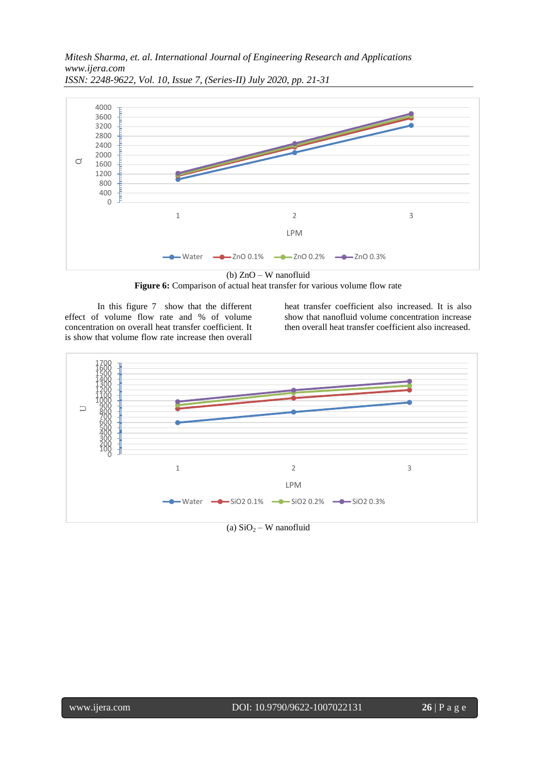4000
3600
3200
2800
2400
2000
1600
1200
800
400
0

Q

1
2
3

LPM

Water
ZnO 0.1%
ZnO 0.2%
ZnO 0.3%

(b) ZnO – W nanofluid

**Figure 6:** Comparison of actual heat transfer for various volume flow rate

In this figure 7 show that the different effect of volume flow rate and % of volume concentration on overall heat transfer coefficient. It is show that volume flow rate increase then overall heat transfer coefficient also increased. It is also show that nanofluid volume concentration increase then overall heat transfer coefficient also increased.

1700
1600
1500
1400
1300
1200
1100
1000
900
800
700
600
500
400
300
200
100
0

U

1
2
3

LPM

Water
SiO2 0.1%
SiO2 0.2%
SiO2 0.3%

(a) $SiO_2$ – W nanofluid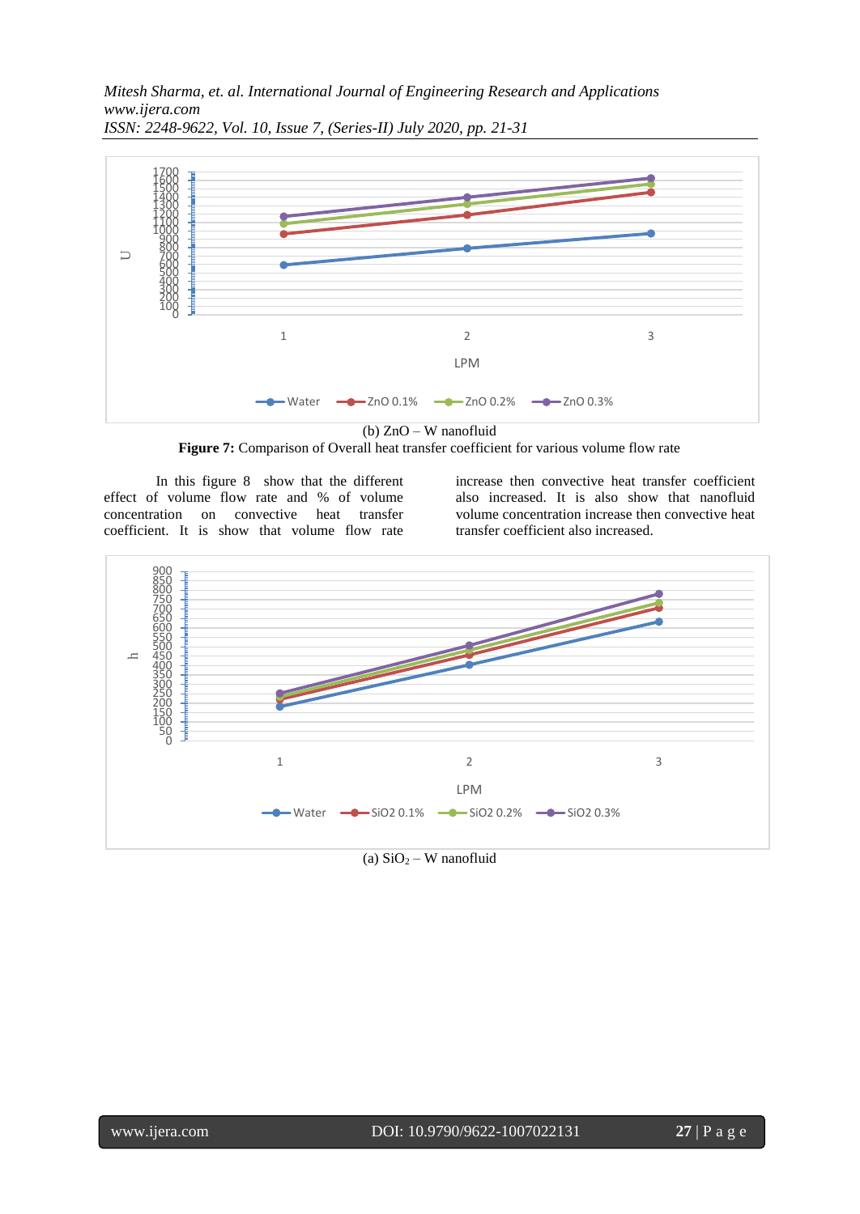U

1700
1600
1500
1400
1300
1200
1100
1000
900
800
700
600
500
400
300
200
100
0

1 2 3

LPM

Water ZnO 0.1% ZnO 0.2% ZnO 0.3%

(b) ZnO – W nanofluid

**Figure 7:** Comparison of Overall heat transfer coefficient for various volume flow rate

In this figure 8 show that the different effect of volume flow rate and % of volume concentration on convective heat transfer coefficient. It is show that volume flow rate increase then convective heat transfer coefficient also increased. It is also show that nanofluid volume concentration increase then convective heat transfer coefficient also increased.

h

900
850
800
750
700
650
600
550
500
450
400
350
300
250
200
150
100
50
0

1 2 3

LPM

Water SiO2 0.1% SiO2 0.2% SiO2 0.3%

(a) $SiO_2$ – W nanofluid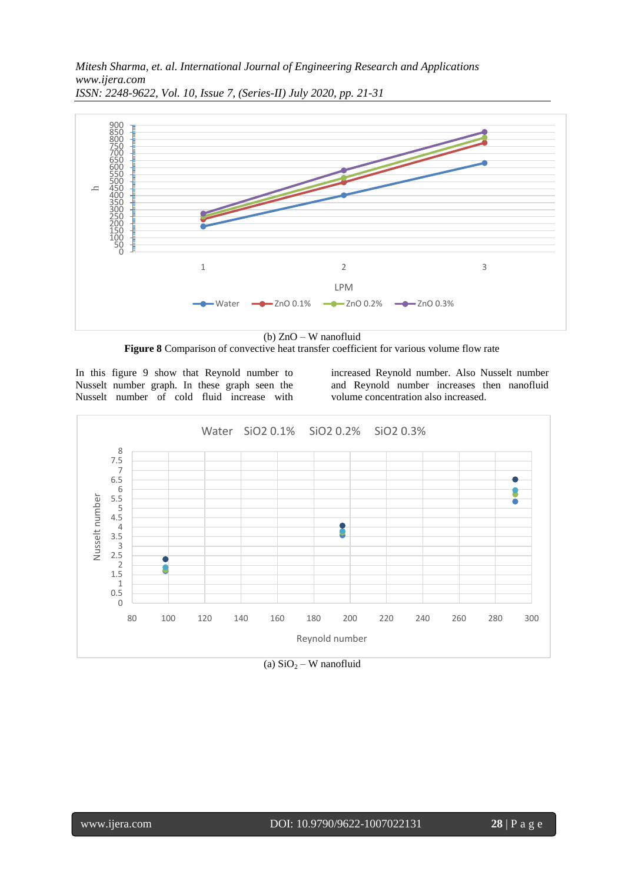900
850
800
750
700
650
600
550
500
450
400
350
300
250
200
150
100
50
0

h

1

2

3

LPM

Water ZnO 0.1% ZnO 0.2% ZnO 0.3%

(b) ZnO – W nanofluid

**Figure 8** Comparison of convective heat transfer coefficient for various volume flow rate

In this figure 9 show that Reynold number to Nusselt number graph. In these graph seen the Nusselt number of cold fluid increase with increased Reynold number. Also Nusselt number and Reynold number increases then nanofluid volume concentration also increased.

Water SiO2 0.1% SiO2 0.2% SiO2 0.3%

8
7.5
7
6.5
6
5.5
5
4.5
4
3.5
3
2.5
2
1.5
1
0.5
0

Nusselt number

80 100 120 140 160 180 200 220 240 260 280 300

Reynold number

(a) $SiO_2$ – W nanofluid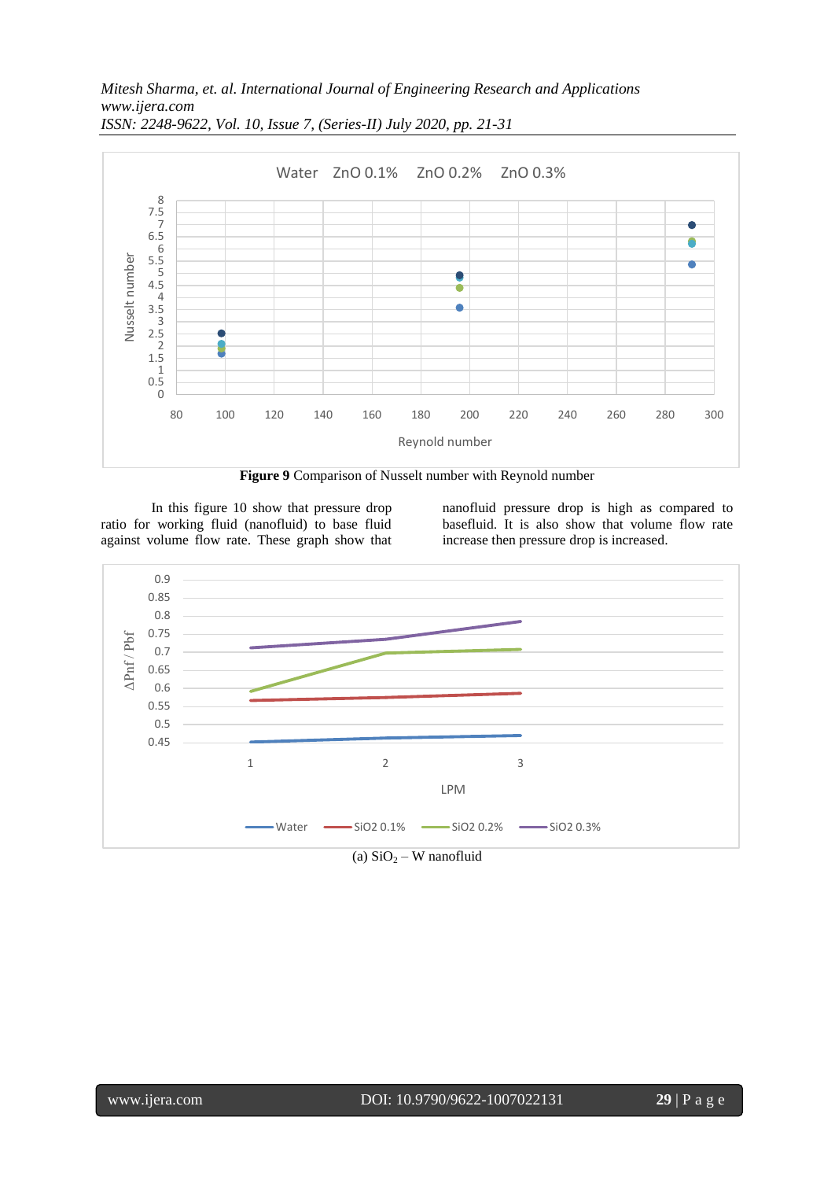Water ZnO 0.1% ZnO 0.2% ZnO 0.3%

Nusselt number

8
7.5
7
6.5
6
5.5
5
4.5
4
3.5
3
2.5
2
1.5
1
0.5
0

80 100 120 140 160 180 200 220 240 260 280 300

Reynold number

**Figure 9** Comparison of Nusselt number with Reynold number

In this figure 10 show that pressure drop ratio for working fluid (nanofluid) to base fluid against volume flow rate. These graph show that nanofluid pressure drop is high as compared to basefluid. It is also show that volume flow rate increase then pressure drop is increased.

ΔPnf / Pbf

0.9
0.85
0.8
0.75
0.7
0.65
0.6
0.55
0.5
0.45

1 2 3

LPM

Water SiO2 0.1% SiO2 0.2% SiO2 0.3%

(a) $SiO_2$ – W nanofluid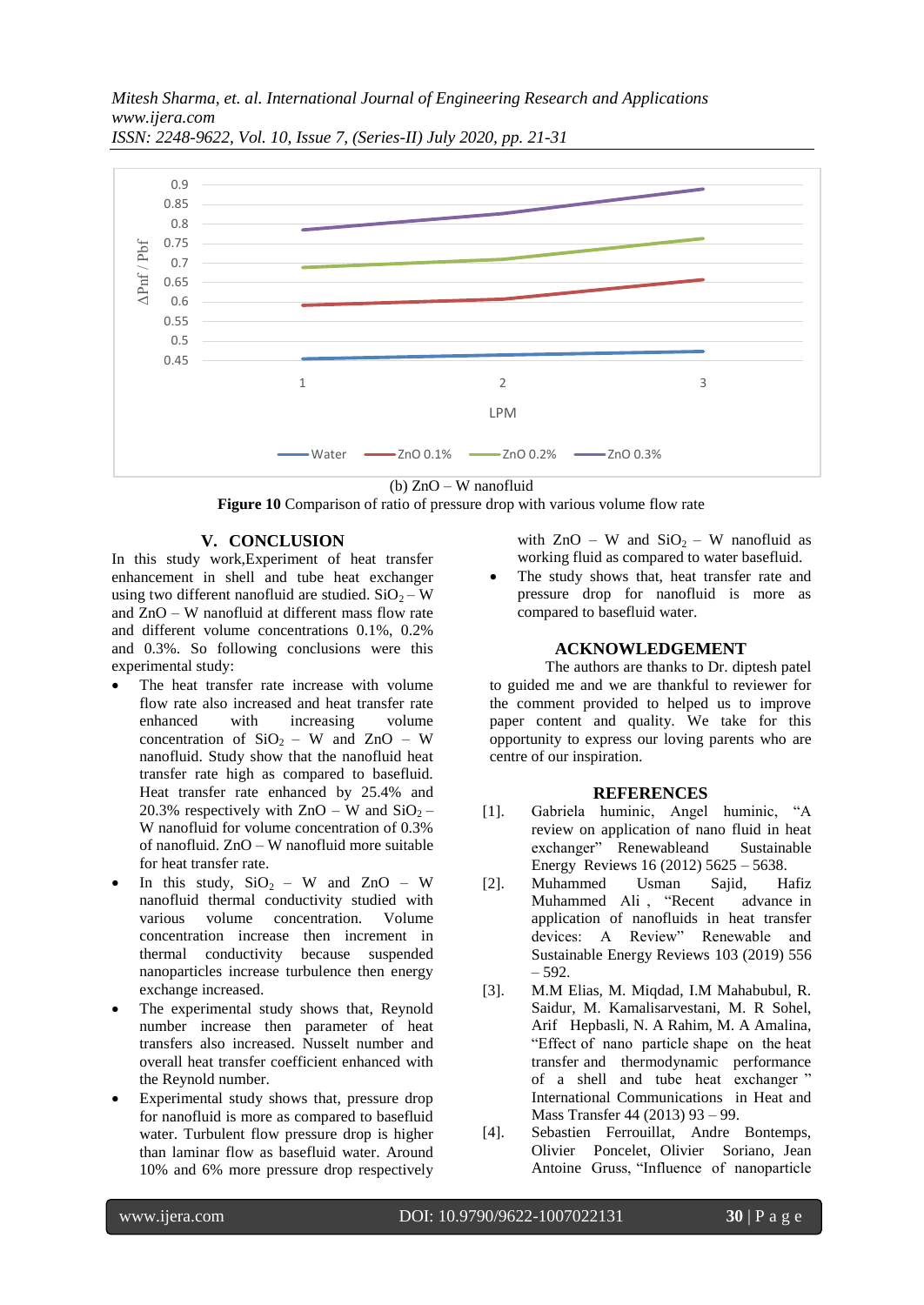0.9
0.85
0.8
0.75
0.7
0.65
0.6
0.55
0.5
0.45

ΔPnf / Pbf

1 2 3

LPM

Water — ZnO 0.1% — ZnO 0.2% — ZnO 0.3%

(b) ZnO – W nanofluid

**Figure 10** Comparison of ratio of pressure drop with various volume flow rate

## V. CONCLUSION

In this study work,Experiment of heat transfer enhancement in shell and tube heat exchanger using two different nanofluid are studied. $SiO_2$ – W and ZnO – W nanofluid at different mass flow rate and different volume concentrations 0.1%, 0.2% and 0.3%. So following conclusions were this experimental study:

- The heat transfer rate increase with volume flow rate also increased and heat transfer rate enhanced with increasing volume concentration of $SiO_2$ – W and ZnO – W nanofluid. Study show that the nanofluid heat transfer rate high as compared to basefluid. Heat transfer rate enhanced by 25.4% and 20.3% respectively with ZnO – W and $SiO_2$ – W nanofluid for volume concentration of 0.3% of nanofluid. ZnO – W nanofluid more suitable for heat transfer rate.
- In this study, $SiO_2$ – W and ZnO – W nanofluid thermal conductivity studied with various volume concentration. Volume concentration increase then increment in thermal conductivity because suspended nanoparticles increase turbulence then energy exchange increased.
- The experimental study shows that, Reynold number increase then parameter of heat transfers also increased. Nusselt number and overall heat transfer coefficient enhanced with the Reynold number.
- Experimental study shows that, pressure drop for nanofluid is more as compared to basefluid water. Turbulent flow pressure drop is higher than laminar flow as basefluid water. Around 10% and 6% more pressure drop respectively with ZnO – W and $SiO_2$ – W nanofluid as working fluid as compared to water basefluid.
- The study shows that, heat transfer rate and pressure drop for nanofluid is more as compared to basefluid water.

## ACKNOWLEDGEMENT

The authors are thanks to Dr. diptesh patel to guided me and we are thankful to reviewer for the comment provided to helped us to improve paper content and quality. We take for this opportunity to express our loving parents who are centre of our inspiration.

## REFERENCES

[1]. Gabriela huminic, Angel huminic, "A review on application of nano fluid in heat exchanger" Renewableand Sustainable Energy Reviews 16 (2012) 5625 – 5638.

[2]. Muhammed Usman Sajid, Hafiz Muhammed Ali , "Recent advance in application of nanofluids in heat transfer devices: A Review" Renewable and Sustainable Energy Reviews 103 (2019) 556 – 592.

[3]. M.M Elias, M. Miqdad, I.M Mahabubul, R. Saidur, M. Kamalisarvestani, M. R Sohel, Arif Hepbasli, N. A Rahim, M. A Amalina, "Effect of nano particle shape on the heat transfer and thermodynamic performance of a shell and tube heat exchanger " International Communications in Heat and Mass Transfer 44 (2013) 93 – 99.

[4]. Sebastien Ferrouillat, Andre Bontemps, Olivier Poncelet, Olivier Soriano, Jean Antoine Gruss, "Influence of nanoparticle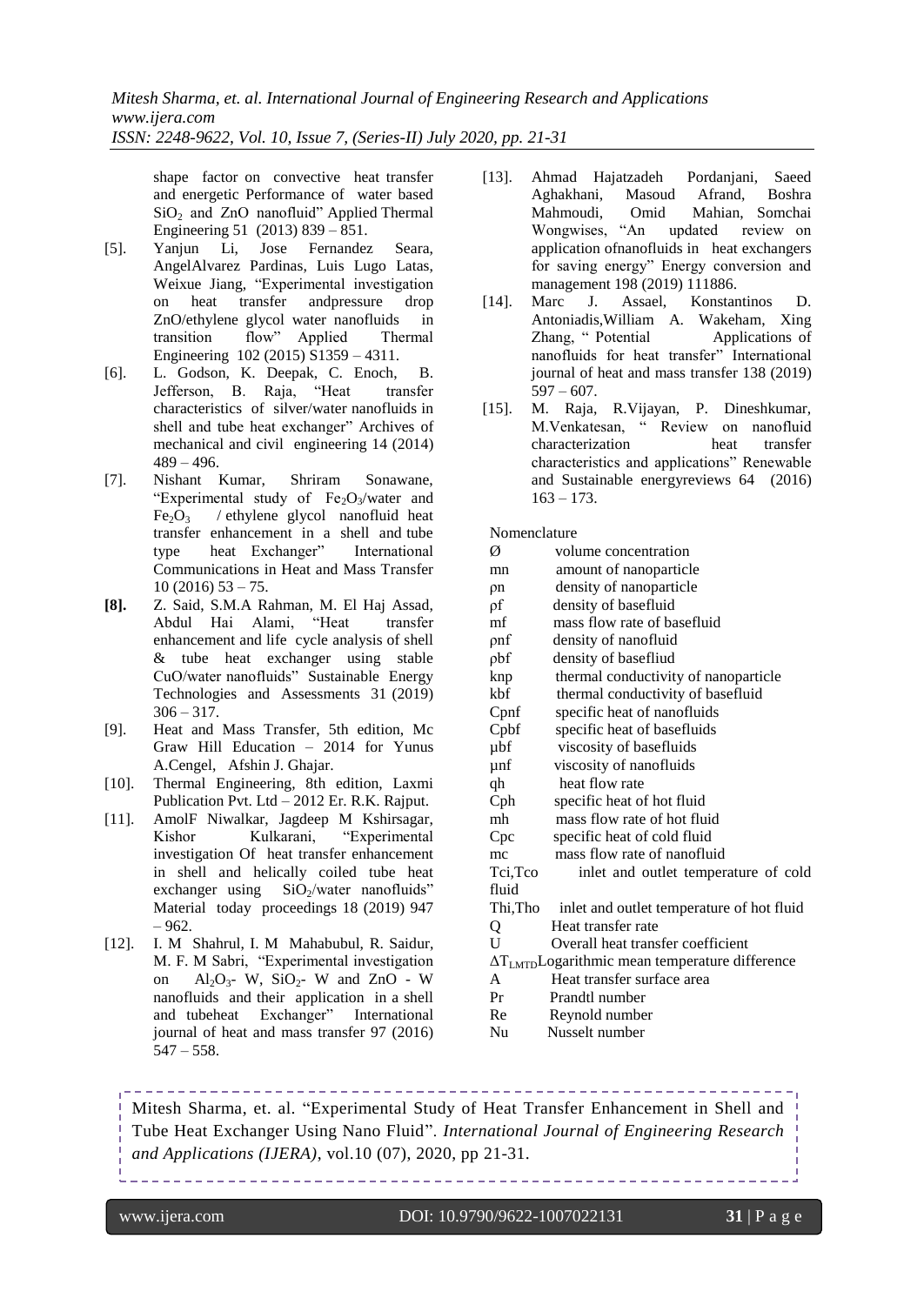shape factor on convective heat transfer and energetic Performance of water based $SiO_2$ and ZnO nanofluid" Applied Thermal Engineering 51 (2013) 839 – 851.

[5]. Yanjun Li, Jose Fernandez Seara, AngelAlvarez Pardinas, Luis Lugo Latas, Weixue Jiang, "Experimental investigation on heat transfer andpressure drop ZnO/ethylene glycol water nanofluids in transition flow" Applied Thermal Engineering 102 (2015) S1359 – 4311.

[6]. L. Godson, K. Deepak, C. Enoch, B. Jefferson, B. Raja, "Heat transfer characteristics of silver/water nanofluids in shell and tube heat exchanger" Archives of mechanical and civil engineering 14 (2014) 489 – 496.

[7]. Nishant Kumar, Shriram Sonawane, "Experimental study of $Fe_2O_3$/water and $Fe_2O_3$ / ethylene glycol nanofluid heat transfer enhancement in a shell and tube type heat Exchanger" International Communications in Heat and Mass Transfer 10 (2016) 53 – 75.

**[8].** Z. Said, S.M.A Rahman, M. El Haj Assad, Abdul Hai Alami, "Heat transfer enhancement and life cycle analysis of shell & tube heat exchanger using stable CuO/water nanofluids" Sustainable Energy Technologies and Assessments 31 (2019) 306 – 317.

[9]. Heat and Mass Transfer, 5th edition, Mc Graw Hill Education – 2014 for Yunus A.Cengel, Afshin J. Ghajar.

[10]. Thermal Engineering, 8th edition, Laxmi Publication Pvt. Ltd – 2012 Er. R.K. Rajput.

[11]. AmolF Niwalkar, Jagdeep M Kshirsagar, Kishor Kulkarani, "Experimental investigation Of heat transfer enhancement in shell and helically coiled tube heat exchanger using $SiO_2$/water nanofluids" Material today proceedings 18 (2019) 947 – 962.

[12]. I. M Shahrul, I. M Mahabubul, R. Saidur, M. F. M Sabri, "Experimental investigation on $Al_2O_3$- W, $SiO_2$- W and ZnO - W nanofluids and their application in a shell and tubeheat Exchanger" International journal of heat and mass transfer 97 (2016) 547 – 558.

[13]. Ahmad Hajatzadeh Pordanjani, Saeed Aghakhani, Masoud Afrand, Boshra Mahmoudi, Omid Mahian, Somchai Wongwises, "An updated review on application ofnanofluids in heat exchangers for saving energy" Energy conversion and management 198 (2019) 111886.

[14]. Marc J. Assael, Konstantinos D. Antoniadis,William A. Wakeham, Xing Zhang, " Potential Applications of nanofluids for heat transfer" International journal of heat and mass transfer 138 (2019) 597 – 607.

[15]. M. Raja, R.Vijayan, P. Dineshkumar, M.Venkatesan, " Review on nanofluid characterization heat transfer characteristics and applications" Renewable and Sustainable energyreviews 64 (2016) 163 – 173.

Nomenclature

Ø volume concentration
mn amount of nanoparticle
ρn density of nanoparticle
ρf density of basefluid
mf mass flow rate of basefluid
ρnf density of nanofluid
ρbf density of basefliud
knp thermal conductivity of nanoparticle
kbf thermal conductivity of basefluid
Cpnf specific heat of nanofluids
Cpbf specific heat of basefluids
μbf viscosity of basefluids
μnf viscosity of nanofluids
qh heat flow rate
Cph specific heat of hot fluid
mh mass flow rate of hot fluid
Cpc specific heat of cold fluid
mc mass flow rate of nanofluid
Tci,Tco inlet and outlet temperature of cold fluid
Thi,Tho inlet and outlet temperature of hot fluid
Q Heat transfer rate
U Overall heat transfer coefficient
$\Delta T_{LMTD}$ Logarithmic mean temperature difference
A Heat transfer surface area
Pr Prandtl number
Re Reynold number
Nu Nusselt number

Mitesh Sharma, et. al. "Experimental Study of Heat Transfer Enhancement in Shell and Tube Heat Exchanger Using Nano Fluid". *International Journal of Engineering Research and Applications (IJERA)*, vol.10 (07), 2020, pp 21-31.